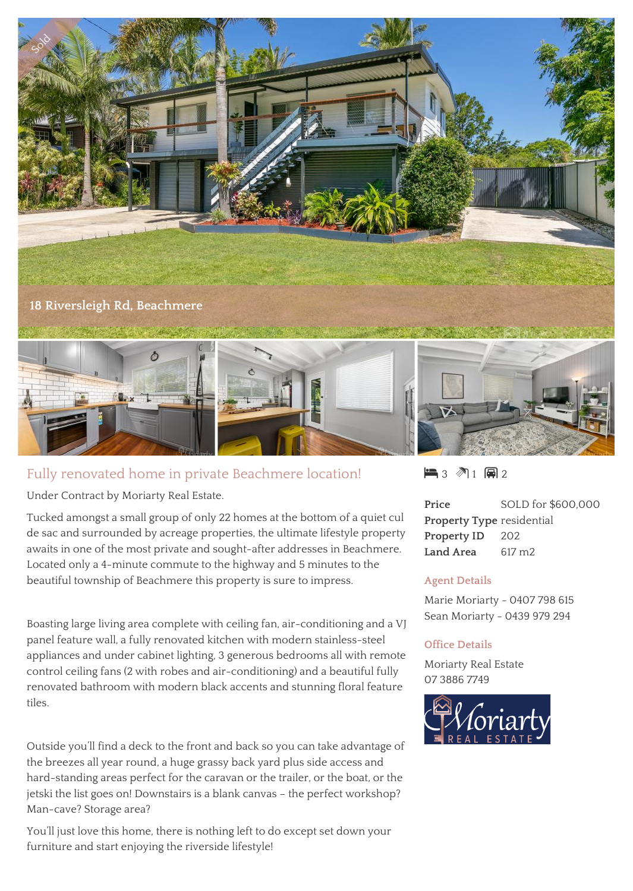Sold

18 Riversleigh Rd, Beachmere

## Fully renovated home in private Beachmere location!

Under Contract by Moriarty Real Estate.

Tucked amongst a small group of only 22 homes at the bottom of a quiet cul de sac and surrounded by acreage properties, the ultimate lifestyle property awaits in one of the most private and sought-after addresses in Beachmere. Located only a 4-minute commute to the highway and 5 minutes to the beautiful township of Beachmere this property is sure to impress.

Boasting large living area complete with ceiling fan, air-conditioning and a VJ panel feature wall, a fully renovated kitchen with modern stainless-steel appliances and under cabinet lighting, 3 generous bedrooms all with remote control ceiling fans (2 with robes and air-conditioning) and a beautiful fully renovated bathroom with modern black accents and stunning floral feature tiles.

Outside you'll find a deck to the front and back so you can take advantage of the breezes all year round, a huge grassy back yard plus side access and hard-standing areas perfect for the caravan or the trailer, or the boat, or the jetski the list goes on! Downstairs is a blank canvas – the perfect workshop? Man-cave? Storage area?

You'll just love this home, there is nothing left to do except set down your furniture and start enjoying the riverside lifestyle!

3 1 2

| | |
|---|---|
| **Price** | SOLD for $600,000 |
| **Property Type** | residential |
| **Property ID** | 202 |
| **Land Area** | 617 m2 |

### Agent Details

Marie Moriarty - 0407 798 615
Sean Moriarty - 0439 979 294

### Office Details

Moriarty Real Estate
07 3886 7749

Moriarty REAL ESTATE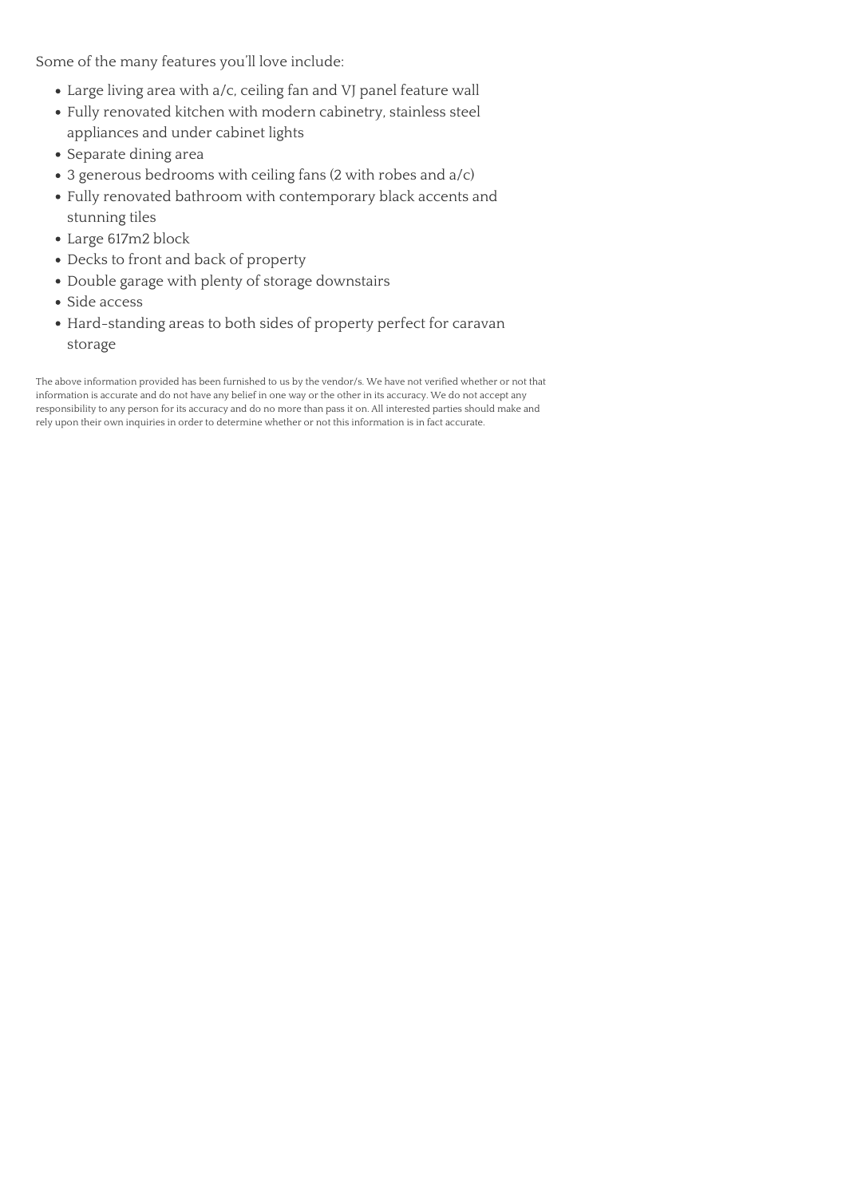Some of the many features you'll love include:

- Large living area with a/c, ceiling fan and VJ panel feature wall
- Fully renovated kitchen with modern cabinetry, stainless steel appliances and under cabinet lights
- Separate dining area
- 3 generous bedrooms with ceiling fans (2 with robes and a/c)
- Fully renovated bathroom with contemporary black accents and stunning tiles
- Large 617m2 block
- Decks to front and back of property
- Double garage with plenty of storage downstairs
- Side access
- Hard-standing areas to both sides of property perfect for caravan storage

The above information provided has been furnished to us by the vendor/s. We have not verified whether or not that information is accurate and do not have any belief in one way or the other in its accuracy. We do not accept any responsibility to any person for its accuracy and do no more than pass it on. All interested parties should make and rely upon their own inquiries in order to determine whether or not this information is in fact accurate.